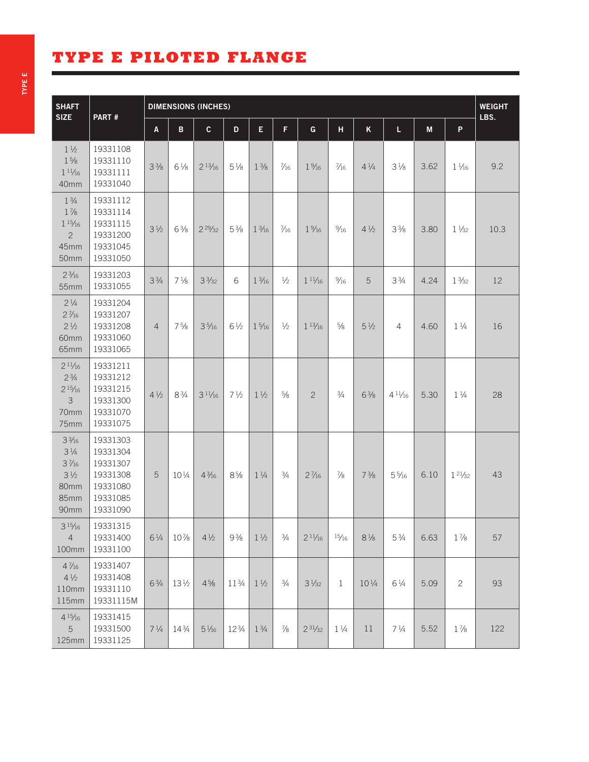# TYPE E PILOTED FLANGE

| SHAFT SIZE | PART # | DIMENSIONS (INCHES) | | | | | | | | | | | | WEIGHT LBS. |
|---|---|---|---|---|---|---|---|---|---|---|---|---|---|---|
| | | A | B | C | D | E | F | G | H | K | L | M | P | |
| 1½<br>1⅝<br>1¹¹⁄₁₆<br>40mm | 19331108<br>19331110<br>19331111<br>19331040 | 3⅜ | 6⅛ | 2¹³⁄₁₆ | 5⅛ | 1⅜ | 7⁄16 | 1⁹⁄₁₆ | 7⁄16 | 4¼ | 3⅛ | 3.62 | 1¹⁄₁₆ | 9.2 |
| 1¾<br>1⅞<br>1¹⁵⁄₁₆<br>2<br>45mm<br>50mm | 19331112<br>19331114<br>19331115<br>19331200<br>19331045<br>19331050 | 3½ | 6⅜ | 2²⁹⁄₃₂ | 5⅜ | 1³⁄₁₆ | 7⁄16 | 1⁹⁄₁₆ | 9⁄16 | 4½ | 3⅜ | 3.80 | 1¹⁄₃₂ | 10.3 |
| 2³⁄₁₆<br>55mm | 19331203<br>19331055 | 3¾ | 7⅛ | 3³⁄₃₂ | 6 | 1³⁄₁₆ | ½ | 1¹¹⁄₁₆ | 9⁄16 | 5 | 3¾ | 4.24 | 1³⁄₃₂ | 12 |
| 2¼<br>2⁷⁄₁₆<br>2½<br>60mm<br>65mm | 19331204<br>19331207<br>19331208<br>19331060<br>19331065 | 4 | 7⅝ | 3⁵⁄₁₆ | 6½ | 1⁵⁄₁₆ | ½ | 1¹³⁄₁₆ | ⅝ | 5½ | 4 | 4.60 | 1¼ | 16 |
| 2¹¹⁄₁₆<br>2¾<br>2¹⁵⁄₁₆<br>3<br>70mm<br>75mm | 19331211<br>19331212<br>19331215<br>19331300<br>19331070<br>19331075 | 4½ | 8¾ | 3¹¹⁄₁₆ | 7½ | 1½ | ⅝ | 2 | ¾ | 6⅜ | 4¹¹⁄₁₆ | 5.30 | 1¼ | 28 |
| 3³⁄₁₆<br>3¼<br>3⁷⁄₁₆<br>3½<br>80mm<br>85mm<br>90mm | 19331303<br>19331304<br>19331307<br>19331308<br>19331080<br>19331085<br>19331090 | 5 | 10¼ | 4³⁄₁₆ | 8⅝ | 1¼ | ¾ | 2⁷⁄₁₆ | ⅞ | 7⅜ | 5⁵⁄₁₆ | 6.10 | 1²¹⁄₃₂ | 43 |
| 3¹⁵⁄₁₆<br>4<br>100mm | 19331315<br>19331400<br>19331100 | 6¼ | 10⅞ | 4½ | 9⅜ | 1½ | ¾ | 2¹¹⁄₁₆ | 15⁄16 | 8⅛ | 5¾ | 6.63 | 1⅞ | 57 |
| 4⁷⁄₁₆<br>4½<br>110mm<br>115mm | 19331407<br>19331408<br>19331110<br>19331115M | 6¾ | 13½ | 4⅝ | 11¾ | 1½ | ¾ | 3¹⁄₃₂ | 1 | 10¼ | 6¼ | 5.09 | 2 | 93 |
| 4¹⁵⁄₁₆<br>5<br>125mm | 19331415<br>19331500<br>19331125 | 7¼ | 14¾ | 5¹⁄₁₆ | 12¾ | 1¾ | ⅞ | 2³¹⁄₃₂ | 1¼ | 11 | 7¼ | 5.52 | 1⅞ | 122 |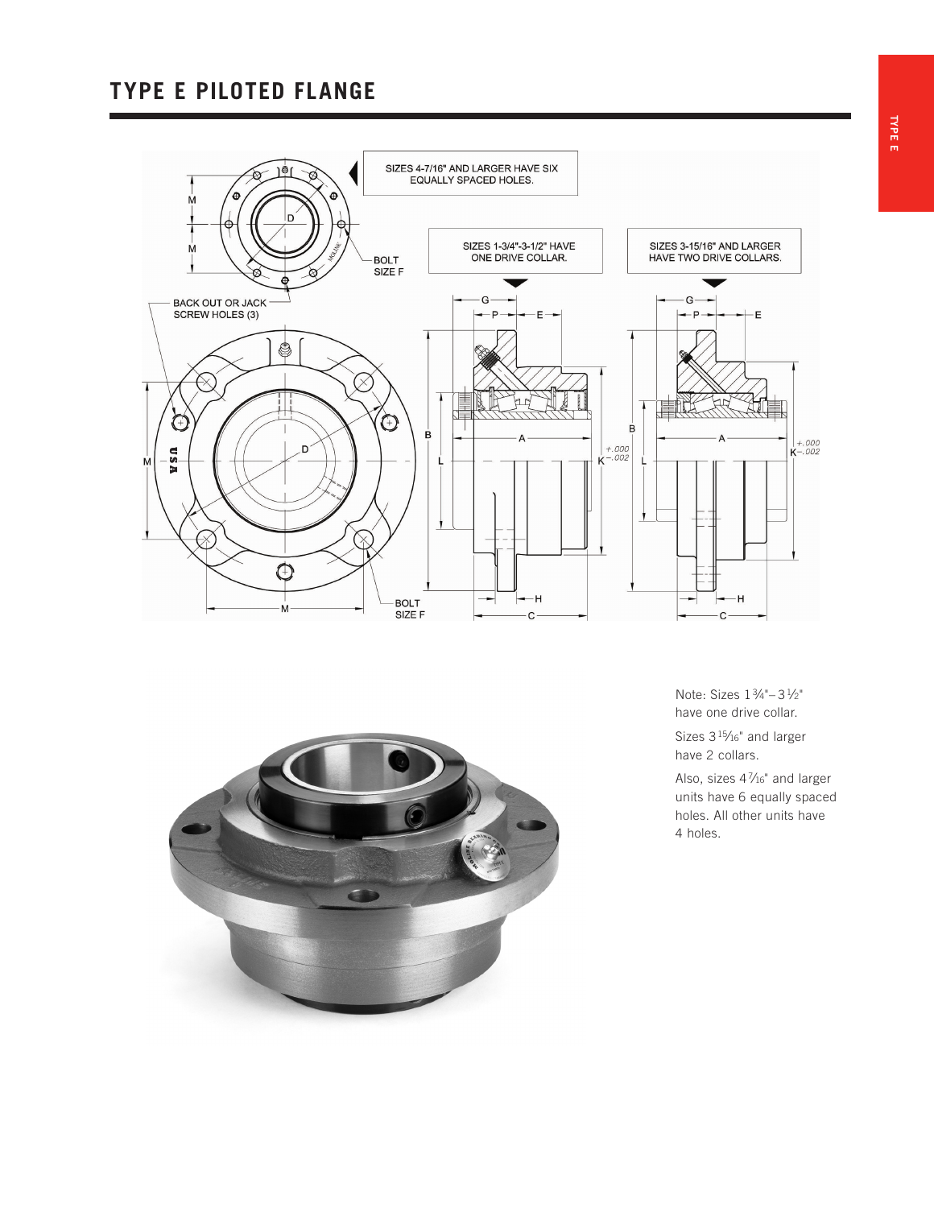# TYPE E PILOTED FLANGE

SIZES 4-7/16" AND LARGER HAVE SIX EQUALLY SPACED HOLES.

SIZES 1-3/4"-3-1/2" HAVE ONE DRIVE COLLAR.

SIZES 3-15/16" AND LARGER HAVE TWO DRIVE COLLARS.

BOLT SIZE F

BACK OUT OR JACK SCREW HOLES (3)

Note: Sizes 1¾"–3½" have one drive collar.

Sizes 3$^{15}/_{16}$" and larger have 2 collars.

Also, sizes 4$^{7}/_{16}$" and larger units have 6 equally spaced holes. All other units have 4 holes.